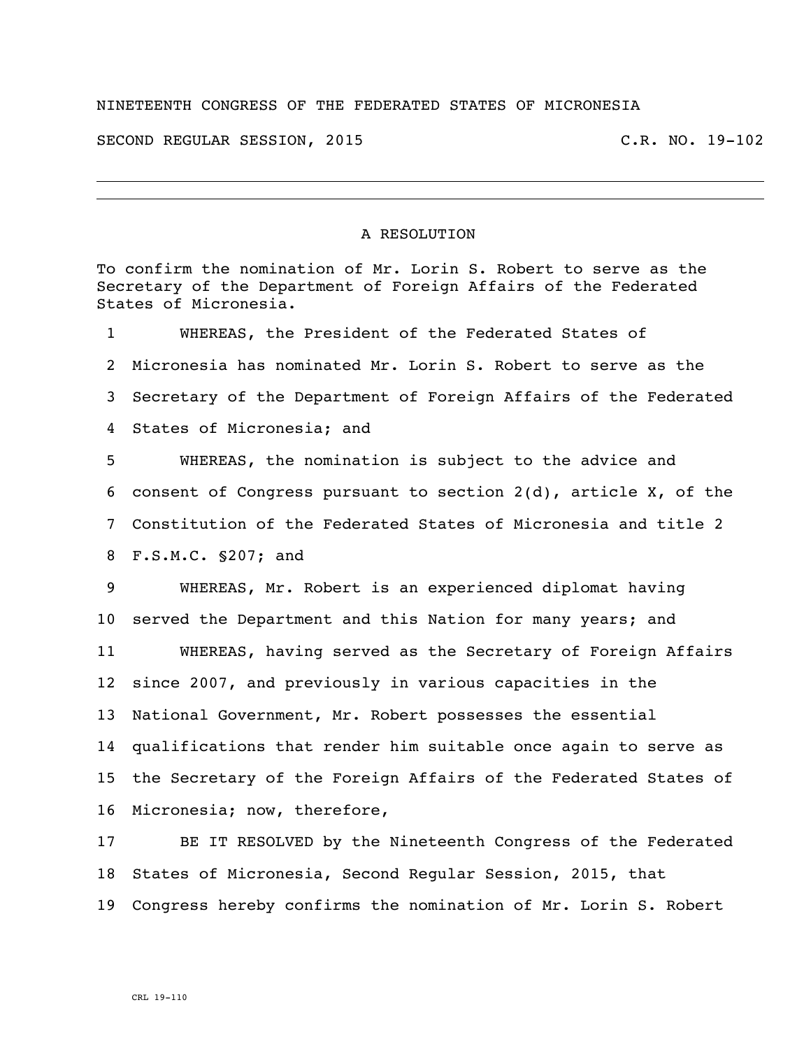NINETEENTH CONGRESS OF THE FEDERATED STATES OF MICRONESIA

SECOND REGULAR SESSION, 2015 C.R. NO. 19-102

---

## A RESOLUTION

To confirm the nomination of Mr. Lorin S. Robert to serve as the Secretary of the Department of Foreign Affairs of the Federated States of Micronesia.

1 WHEREAS, the President of the Federated States of
2 Micronesia has nominated Mr. Lorin S. Robert to serve as the
3 Secretary of the Department of Foreign Affairs of the Federated
4 States of Micronesia; and

5 WHEREAS, the nomination is subject to the advice and
6 consent of Congress pursuant to section 2(d), article X, of the
7 Constitution of the Federated States of Micronesia and title 2
8 F.S.M.C. §207; and

9 WHEREAS, Mr. Robert is an experienced diplomat having
10 served the Department and this Nation for many years; and

11 WHEREAS, having served as the Secretary of Foreign Affairs
12 since 2007, and previously in various capacities in the
13 National Government, Mr. Robert possesses the essential
14 qualifications that render him suitable once again to serve as
15 the Secretary of the Foreign Affairs of the Federated States of
16 Micronesia; now, therefore,

17 BE IT RESOLVED by the Nineteenth Congress of the Federated
18 States of Micronesia, Second Regular Session, 2015, that
19 Congress hereby confirms the nomination of Mr. Lorin S. Robert

CRL 19-110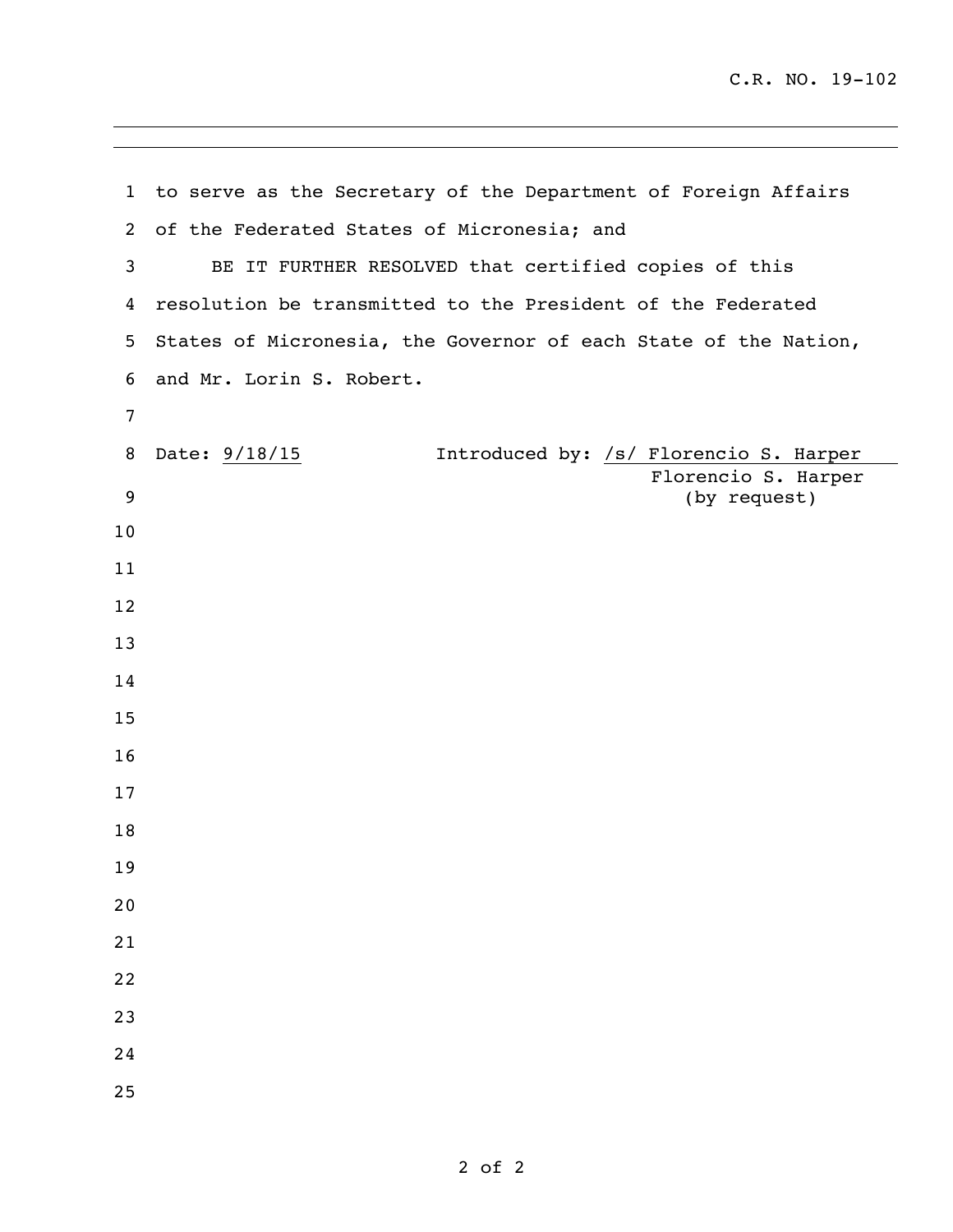to serve as the Secretary of the Department of Foreign Affairs of the Federated States of Micronesia; and

BE IT FURTHER RESOLVED that certified copies of this resolution be transmitted to the President of the Federated States of Micronesia, the Governor of each State of the Nation, and Mr. Lorin S. Robert.

Date: 9/18/15 Introduced by: /s/ Florencio S. Harper
Florencio S. Harper
(by request)